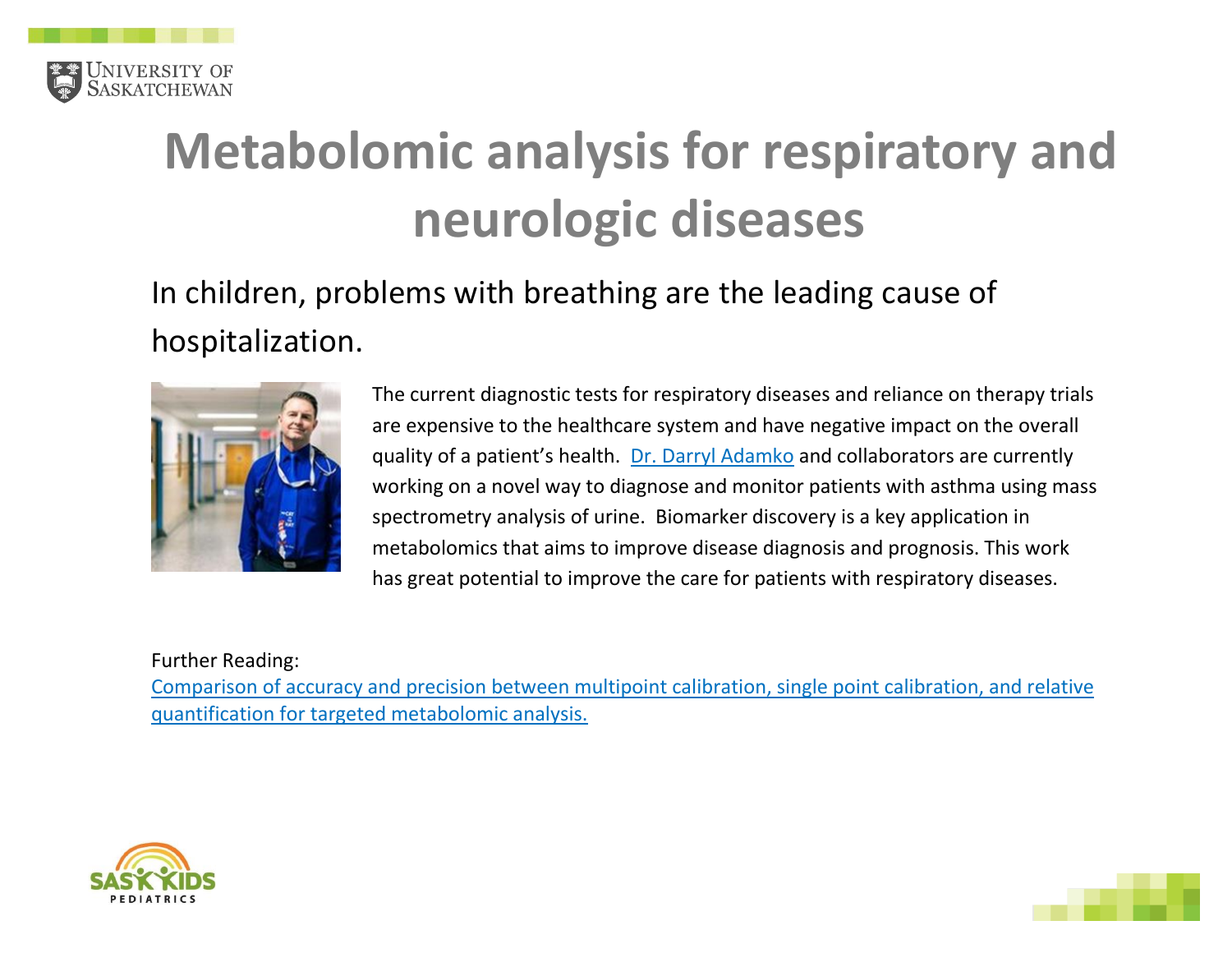# Metabolomic analysis for respiratory and neurologic diseases

In children, problems with breathing are the leading cause of hospitalization.

The current diagnostic tests for respiratory diseases and reliance on therapy trials are expensive to the healthcare system and have negative impact on the overall quality of a patient's health. Dr. Darryl Adamko and collaborators are currently working on a novel way to diagnose and monitor patients with asthma using mass spectrometry analysis of urine. Biomarker discovery is a key application in metabolomics that aims to improve disease diagnosis and prognosis. This work has great potential to improve the care for patients with respiratory diseases.

Further Reading:
Comparison of accuracy and precision between multipoint calibration, single point calibration, and relative quantification for targeted metabolomic analysis.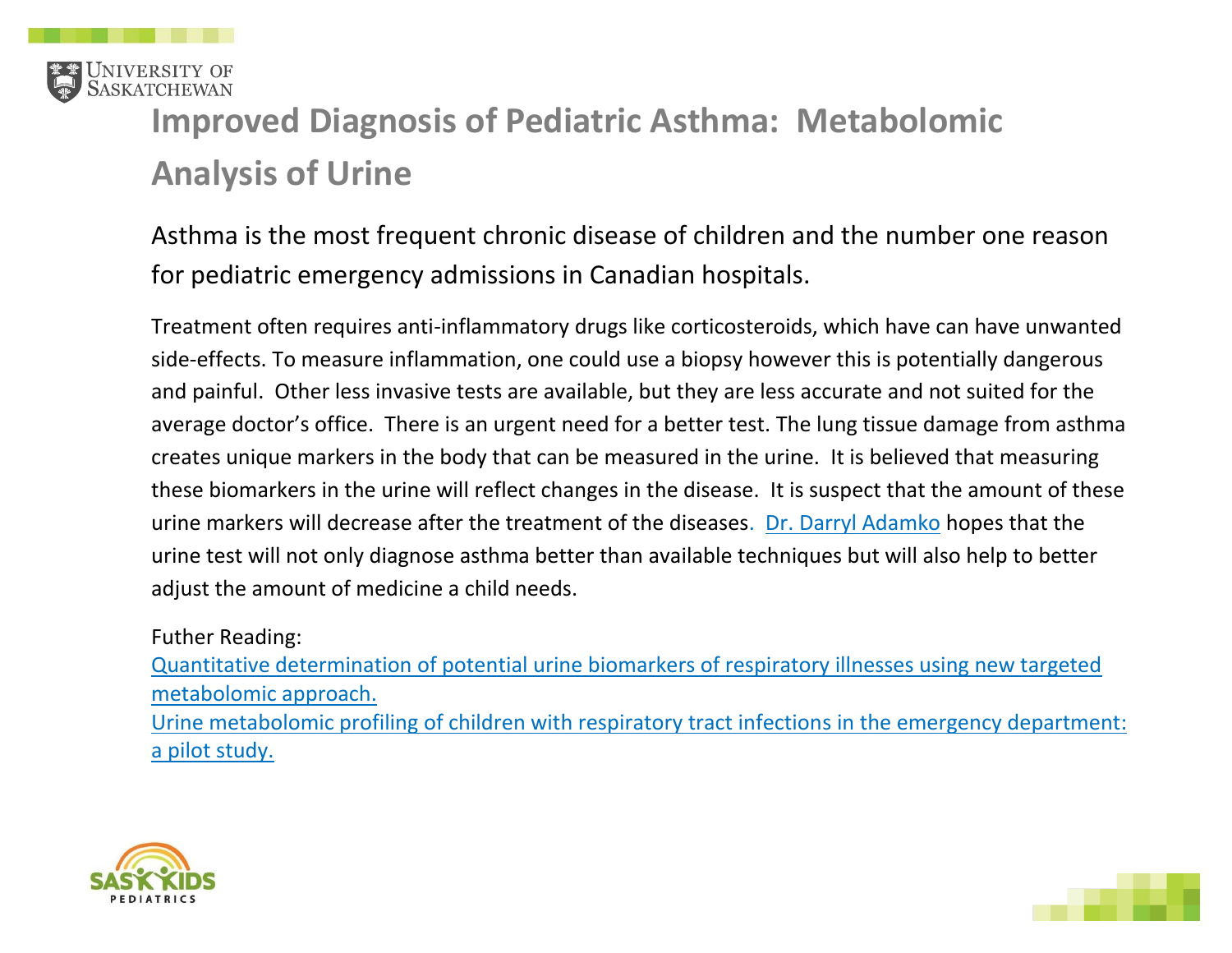# Improved Diagnosis of Pediatric Asthma: Metabolomic Analysis of Urine

Asthma is the most frequent chronic disease of children and the number one reason for pediatric emergency admissions in Canadian hospitals.

Treatment often requires anti-inflammatory drugs like corticosteroids, which have can have unwanted side-effects. To measure inflammation, one could use a biopsy however this is potentially dangerous and painful. Other less invasive tests are available, but they are less accurate and not suited for the average doctor's office. There is an urgent need for a better test. The lung tissue damage from asthma creates unique markers in the body that can be measured in the urine. It is believed that measuring these biomarkers in the urine will reflect changes in the disease. It is suspect that the amount of these urine markers will decrease after the treatment of the diseases. Dr. Darryl Adamko hopes that the urine test will not only diagnose asthma better than available techniques but will also help to better adjust the amount of medicine a child needs.

Futher Reading:

Quantitative determination of potential urine biomarkers of respiratory illnesses using new targeted metabolomic approach.

Urine metabolomic profiling of children with respiratory tract infections in the emergency department: a pilot study.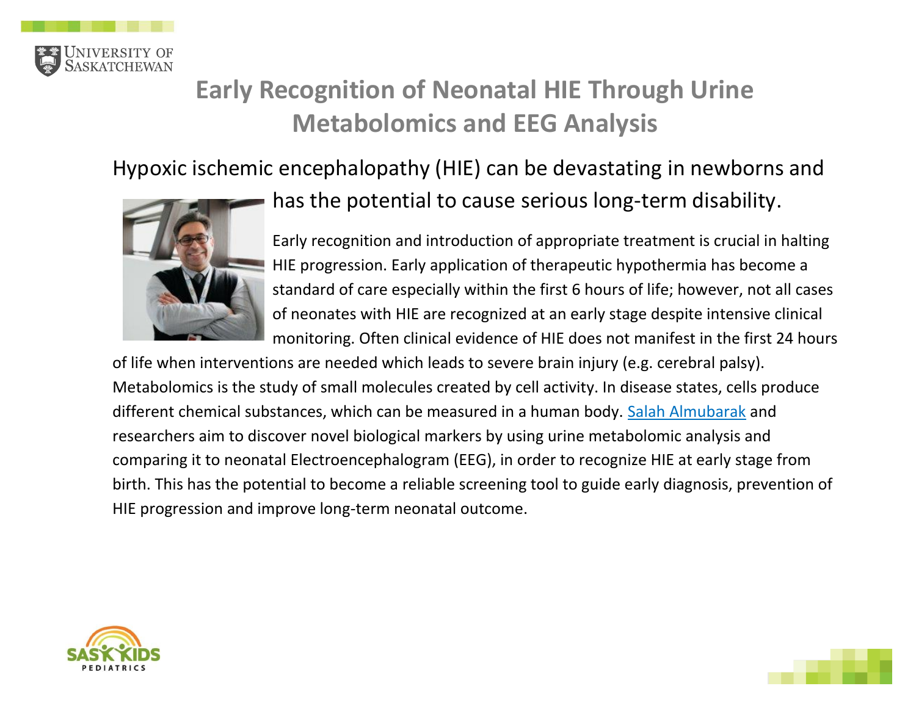# Early Recognition of Neonatal HIE Through Urine Metabolomics and EEG Analysis

Hypoxic ischemic encephalopathy (HIE) can be devastating in newborns and has the potential to cause serious long-term disability.

Early recognition and introduction of appropriate treatment is crucial in halting HIE progression. Early application of therapeutic hypothermia has become a standard of care especially within the first 6 hours of life; however, not all cases of neonates with HIE are recognized at an early stage despite intensive clinical monitoring. Often clinical evidence of HIE does not manifest in the first 24 hours of life when interventions are needed which leads to severe brain injury (e.g. cerebral palsy). Metabolomics is the study of small molecules created by cell activity. In disease states, cells produce different chemical substances, which can be measured in a human body. Salah Almubarak and researchers aim to discover novel biological markers by using urine metabolomic analysis and comparing it to neonatal Electroencephalogram (EEG), in order to recognize HIE at early stage from birth. This has the potential to become a reliable screening tool to guide early diagnosis, prevention of HIE progression and improve long-term neonatal outcome.